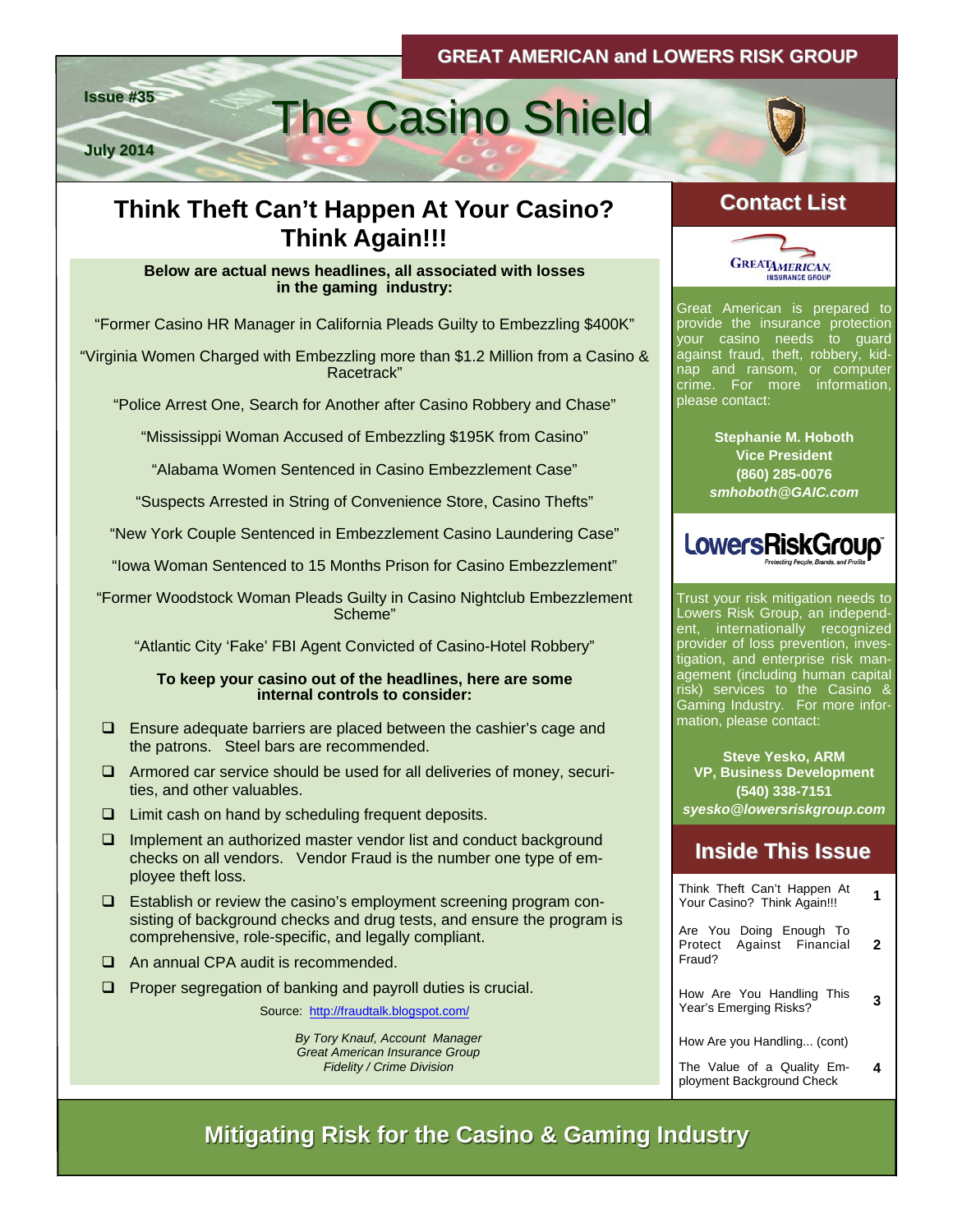GREAT AMERICAN and LOWERS RISK GROUP

Issue #35

July 2014

# The Casino Shield

## Think Theft Can't Happen At Your Casino? Think Again!!!

**Below are actual news headlines, all associated with losses in the gaming industry:**

"Former Casino HR Manager in California Pleads Guilty to Embezzling $400K"

"Virginia Women Charged with Embezzling more than $1.2 Million from a Casino & Racetrack"

"Police Arrest One, Search for Another after Casino Robbery and Chase"

"Mississippi Woman Accused of Embezzling $195K from Casino"

"Alabama Women Sentenced in Casino Embezzlement Case"

"Suspects Arrested in String of Convenience Store, Casino Thefts"

"New York Couple Sentenced in Embezzlement Casino Laundering Case"

"Iowa Woman Sentenced to 15 Months Prison for Casino Embezzlement"

"Former Woodstock Woman Pleads Guilty in Casino Nightclub Embezzlement Scheme"

"Atlantic City 'Fake' FBI Agent Convicted of Casino-Hotel Robbery"

**To keep your casino out of the headlines, here are some internal controls to consider:**

- Ensure adequate barriers are placed between the cashier's cage and the patrons. Steel bars are recommended.
- Armored car service should be used for all deliveries of money, securities, and other valuables.
- Limit cash on hand by scheduling frequent deposits.
- Implement an authorized master vendor list and conduct background checks on all vendors. Vendor Fraud is the number one type of employee theft loss.
- Establish or review the casino's employment screening program consisting of background checks and drug tests, and ensure the program is comprehensive, role-specific, and legally compliant.
- An annual CPA audit is recommended.
- Proper segregation of banking and payroll duties is crucial.

Source: http://fraudtalk.blogspot.com/

*By Tory Knauf, Account Manager*
*Great American Insurance Group*
*Fidelity / Crime Division*

## Contact List

Great American Insurance Group

Great American is prepared to provide the insurance protection your casino needs to guard against fraud, theft, robbery, kidnap and ransom, or computer crime. For more information, please contact:

**Stephanie M. Hoboth**
**Vice President**
**(860) 285-0076**
***smhoboth@GAIC.com***

LowersRiskGroup — Protecting People, Brands, and Profits

Trust your risk mitigation needs to Lowers Risk Group, an independent, internationally recognized provider of loss prevention, investigation, and enterprise risk management (including human capital risk) services to the Casino & Gaming Industry. For more information, please contact:

**Steve Yesko, ARM**
**VP, Business Development**
**(540) 338-7151**
***syesko@lowersriskgroup.com***

## Inside This Issue

| | |
|---|---|
| Think Theft Can't Happen At Your Casino? Think Again!!! | 1 |
| Are You Doing Enough To Protect Against Financial Fraud? | 2 |
| How Are You Handling This Year's Emerging Risks? | 3 |
| How Are you Handling... (cont) | |
| The Value of a Quality Employment Background Check | 4 |

**Mitigating Risk for the Casino & Gaming Industry**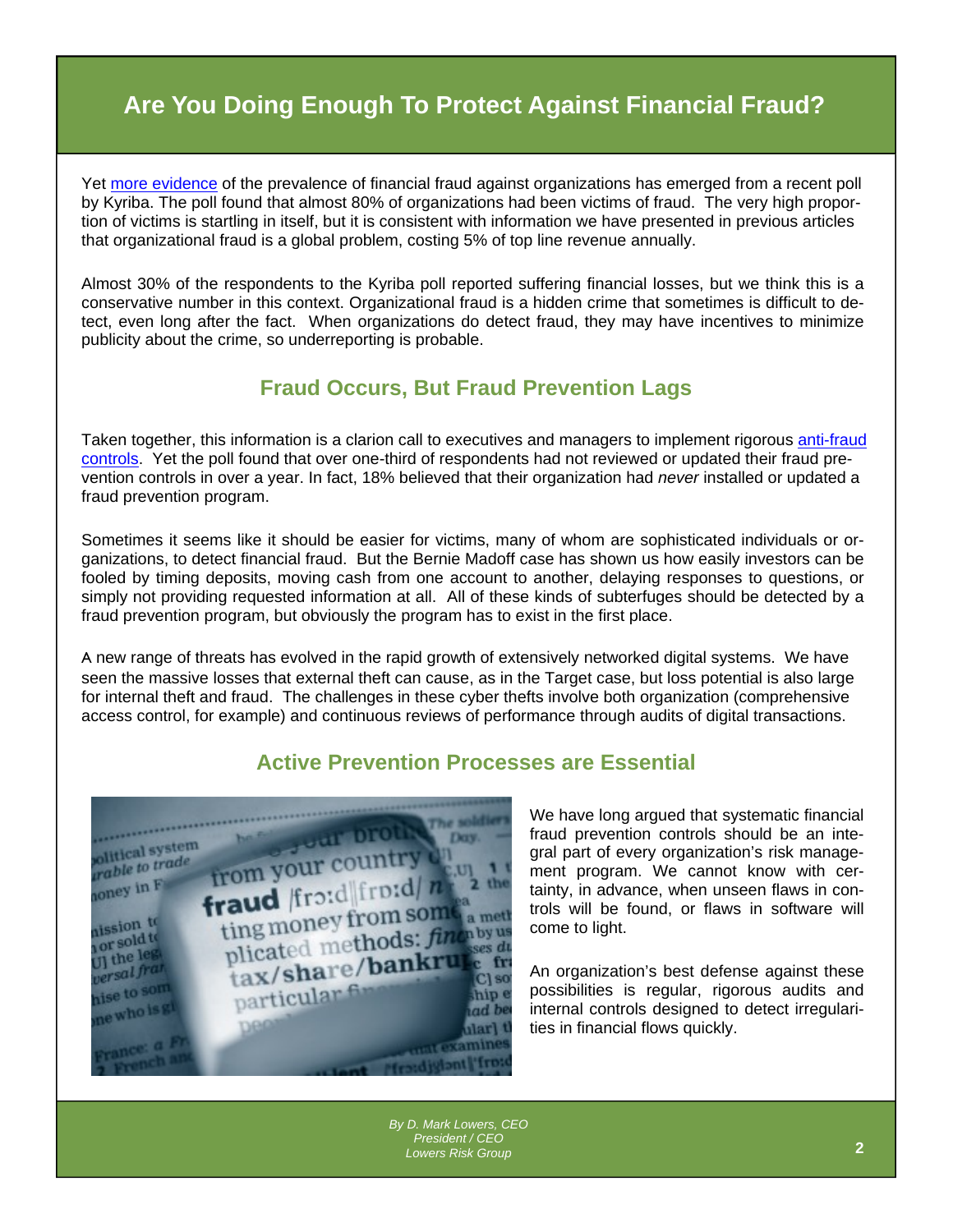# Are You Doing Enough To Protect Against Financial Fraud?

Yet more evidence of the prevalence of financial fraud against organizations has emerged from a recent poll by Kyriba. The poll found that almost 80% of organizations had been victims of fraud. The very high proportion of victims is startling in itself, but it is consistent with information we have presented in previous articles that organizational fraud is a global problem, costing 5% of top line revenue annually.

Almost 30% of the respondents to the Kyriba poll reported suffering financial losses, but we think this is a conservative number in this context. Organizational fraud is a hidden crime that sometimes is difficult to detect, even long after the fact. When organizations do detect fraud, they may have incentives to minimize publicity about the crime, so underreporting is probable.

## Fraud Occurs, But Fraud Prevention Lags

Taken together, this information is a clarion call to executives and managers to implement rigorous anti-fraud controls. Yet the poll found that over one-third of respondents had not reviewed or updated their fraud prevention controls in over a year. In fact, 18% believed that their organization had *never* installed or updated a fraud prevention program.

Sometimes it seems like it should be easier for victims, many of whom are sophisticated individuals or organizations, to detect financial fraud. But the Bernie Madoff case has shown us how easily investors can be fooled by timing deposits, moving cash from one account to another, delaying responses to questions, or simply not providing requested information at all. All of these kinds of subterfuges should be detected by a fraud prevention program, but obviously the program has to exist in the first place.

A new range of threats has evolved in the rapid growth of extensively networked digital systems. We have seen the massive losses that external theft can cause, as in the Target case, but loss potential is also large for internal theft and fraud. The challenges in these cyber thefts involve both organization (comprehensive access control, for example) and continuous reviews of performance through audits of digital transactions.

## Active Prevention Processes are Essential

We have long argued that systematic financial fraud prevention controls should be an integral part of every organization's risk management program. We cannot know with certainty, in advance, when unseen flaws in controls will be found, or flaws in software will come to light.

An organization's best defense against these possibilities is regular, rigorous audits and internal controls designed to detect irregularities in financial flows quickly.

*By D. Mark Lowers, CEO*
*President / CEO*
*Lowers Risk Group*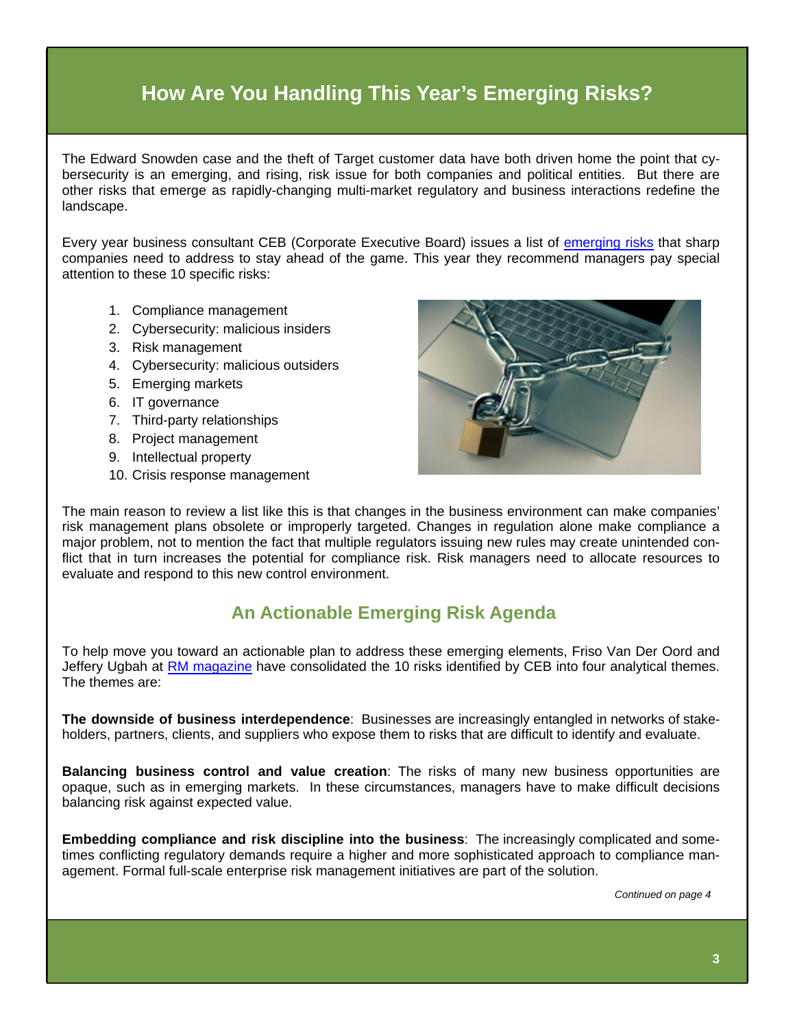# How Are You Handling This Year's Emerging Risks?

The Edward Snowden case and the theft of Target customer data have both driven home the point that cybersecurity is an emerging, and rising, risk issue for both companies and political entities. But there are other risks that emerge as rapidly-changing multi-market regulatory and business interactions redefine the landscape.

Every year business consultant CEB (Corporate Executive Board) issues a list of emerging risks that sharp companies need to address to stay ahead of the game. This year they recommend managers pay special attention to these 10 specific risks:

1. Compliance management
2. Cybersecurity: malicious insiders
3. Risk management
4. Cybersecurity: malicious outsiders
5. Emerging markets
6. IT governance
7. Third-party relationships
8. Project management
9. Intellectual property
10. Crisis response management

The main reason to review a list like this is that changes in the business environment can make companies' risk management plans obsolete or improperly targeted. Changes in regulation alone make compliance a major problem, not to mention the fact that multiple regulators issuing new rules may create unintended conflict that in turn increases the potential for compliance risk. Risk managers need to allocate resources to evaluate and respond to this new control environment.

## An Actionable Emerging Risk Agenda

To help move you toward an actionable plan to address these emerging elements, Friso Van Der Oord and Jeffery Ugbah at RM magazine have consolidated the 10 risks identified by CEB into four analytical themes. The themes are:

**The downside of business interdependence**: Businesses are increasingly entangled in networks of stakeholders, partners, clients, and suppliers who expose them to risks that are difficult to identify and evaluate.

**Balancing business control and value creation**: The risks of many new business opportunities are opaque, such as in emerging markets. In these circumstances, managers have to make difficult decisions balancing risk against expected value.

**Embedding compliance and risk discipline into the business**: The increasingly complicated and sometimes conflicting regulatory demands require a higher and more sophisticated approach to compliance management. Formal full-scale enterprise risk management initiatives are part of the solution.

*Continued on page 4*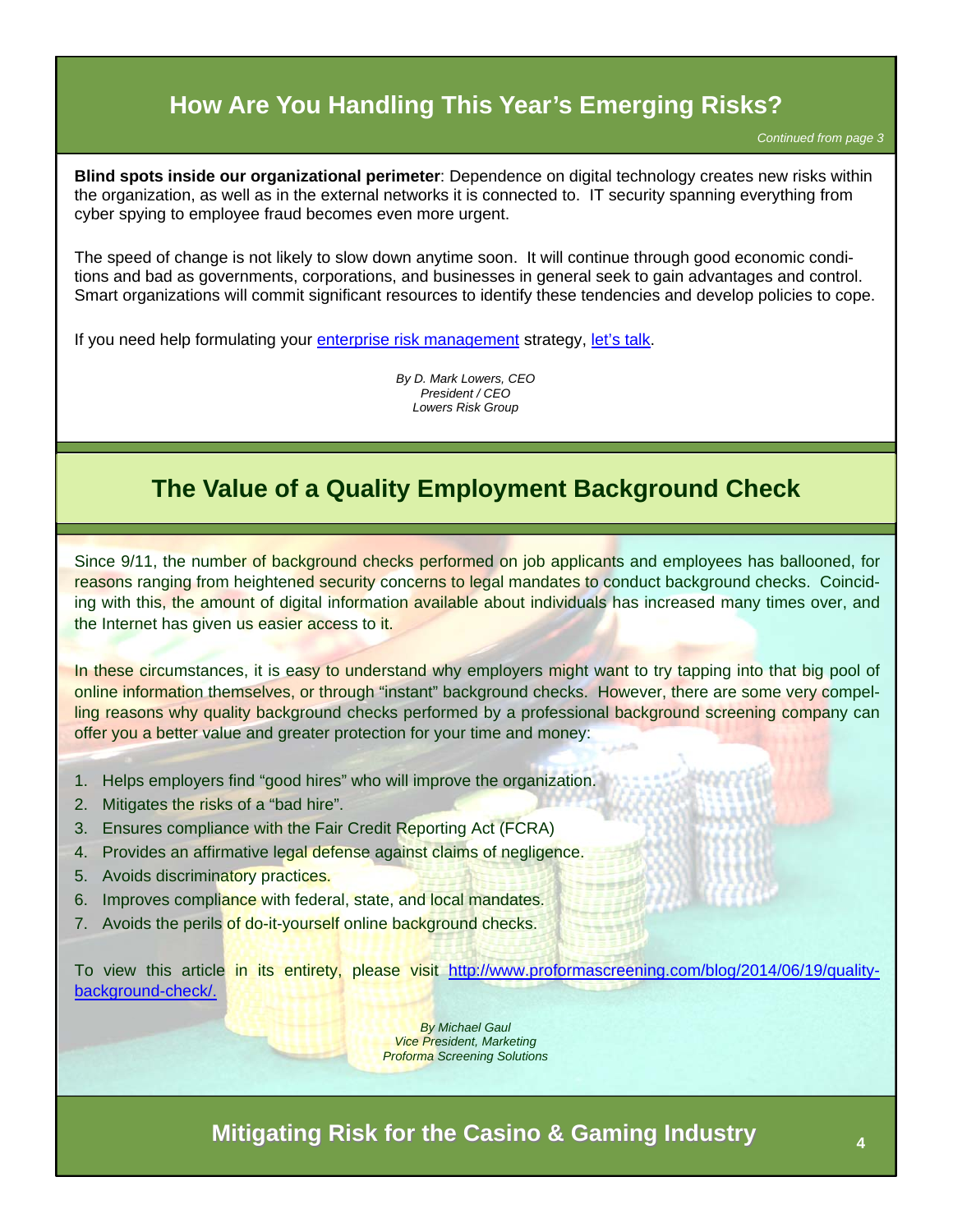## How Are You Handling This Year's Emerging Risks?

*Continued from page 3*

**Blind spots inside our organizational perimeter**: Dependence on digital technology creates new risks within the organization, as well as in the external networks it is connected to. IT security spanning everything from cyber spying to employee fraud becomes even more urgent.

The speed of change is not likely to slow down anytime soon. It will continue through good economic conditions and bad as governments, corporations, and businesses in general seek to gain advantages and control. Smart organizations will commit significant resources to identify these tendencies and develop policies to cope.

If you need help formulating your enterprise risk management strategy, let's talk.

*By D. Mark Lowers, CEO*
*President / CEO*
*Lowers Risk Group*

## The Value of a Quality Employment Background Check

Since 9/11, the number of background checks performed on job applicants and employees has ballooned, for reasons ranging from heightened security concerns to legal mandates to conduct background checks. Coinciding with this, the amount of digital information available about individuals has increased many times over, and the Internet has given us easier access to it.

In these circumstances, it is easy to understand why employers might want to try tapping into that big pool of online information themselves, or through "instant" background checks. However, there are some very compelling reasons why quality background checks performed by a professional background screening company can offer you a better value and greater protection for your time and money:

1. Helps employers find "good hires" who will improve the organization.
2. Mitigates the risks of a "bad hire".
3. Ensures compliance with the Fair Credit Reporting Act (FCRA)
4. Provides an affirmative legal defense against claims of negligence.
5. Avoids discriminatory practices.
6. Improves compliance with federal, state, and local mandates.
7. Avoids the perils of do-it-yourself online background checks.

To view this article in its entirety, please visit http://www.proformascreening.com/blog/2014/06/19/quality-background-check/.

*By Michael Gaul*
*Vice President, Marketing*
*Proforma Screening Solutions*